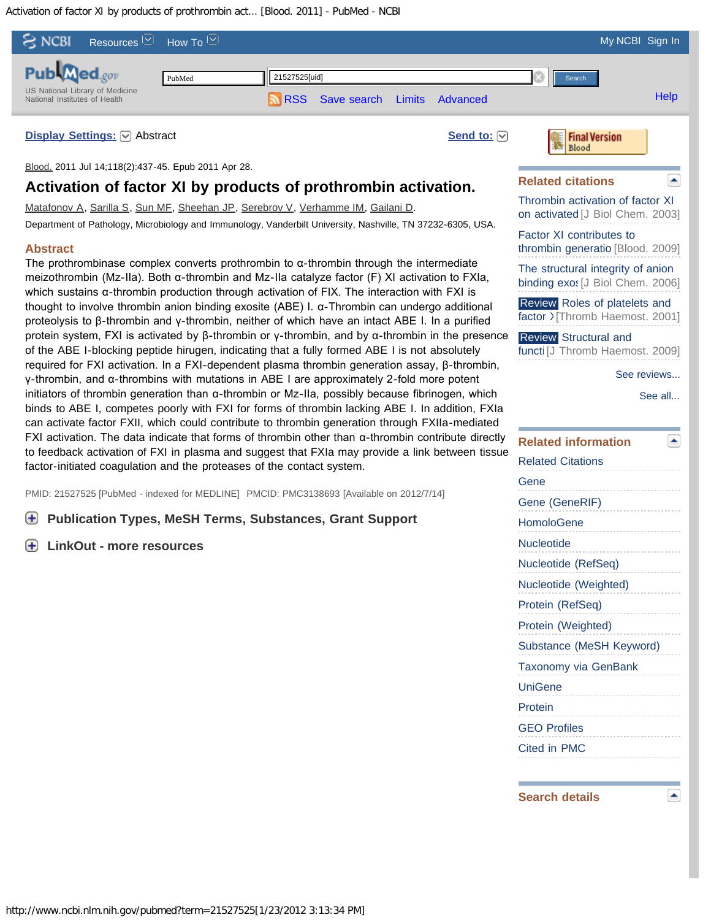Display Settings: Abstract

Send to:

Blood. 2011 Jul 14;118(2):437-45. Epub 2011 Apr 28.

# Activation of factor XI by products of prothrombin activation.

Matafonov A, Sarilla S, Sun MF, Sheehan JP, Serebrov V, Verhamme IM, Gailani D.

Department of Pathology, Microbiology and Immunology, Vanderbilt University, Nashville, TN 37232-6305, USA.

## Abstract

The prothrombinase complex converts prothrombin to α-thrombin through the intermediate meizothrombin (Mz-IIa). Both α-thrombin and Mz-IIa catalyze factor (F) XI activation to FXIa, which sustains α-thrombin production through activation of FIX. The interaction with FXI is thought to involve thrombin anion binding exosite (ABE) I. α-Thrombin can undergo additional proteolysis to β-thrombin and γ-thrombin, neither of which have an intact ABE I. In a purified protein system, FXI is activated by β-thrombin or γ-thrombin, and by α-thrombin in the presence of the ABE I-blocking peptide hirugen, indicating that a fully formed ABE I is not absolutely required for FXI activation. In a FXI-dependent plasma thrombin generation assay, β-thrombin, γ-thrombin, and α-thrombins with mutations in ABE I are approximately 2-fold more potent initiators of thrombin generation than α-thrombin or Mz-IIa, possibly because fibrinogen, which binds to ABE I, competes poorly with FXI for forms of thrombin lacking ABE I. In addition, FXIa can activate factor FXII, which could contribute to thrombin generation through FXIIa-mediated FXI activation. The data indicate that forms of thrombin other than α-thrombin contribute directly to feedback activation of FXI in plasma and suggest that FXIa may provide a link between tissue factor-initiated coagulation and the proteases of the contact system.

PMID: 21527525 [PubMed - indexed for MEDLINE] PMCID: PMC3138693 [Available on 2012/7/14]

**Publication Types, MeSH Terms, Substances, Grant Support**

**LinkOut - more resources**

## Related citations

- Thrombin activation of factor XI on activated [J Biol Chem. 2003]
- Factor XI contributes to thrombin generatio [Blood. 2009]
- The structural integrity of anion binding exos [J Biol Chem. 2006]
- Review Roles of platelets and factor X [Thromb Haemost. 2001]
- Review Structural and functi [J Thromb Haemost. 2009]

See reviews...

See all...

## Related information

- Related Citations
- Gene
- Gene (GeneRIF)
- HomoloGene
- Nucleotide
- Nucleotide (RefSeq)
- Nucleotide (Weighted)
- Protein (RefSeq)
- Protein (Weighted)
- Substance (MeSH Keyword)
- Taxonomy via GenBank
- UniGene
- Protein
- GEO Profiles
- Cited in PMC

## Search details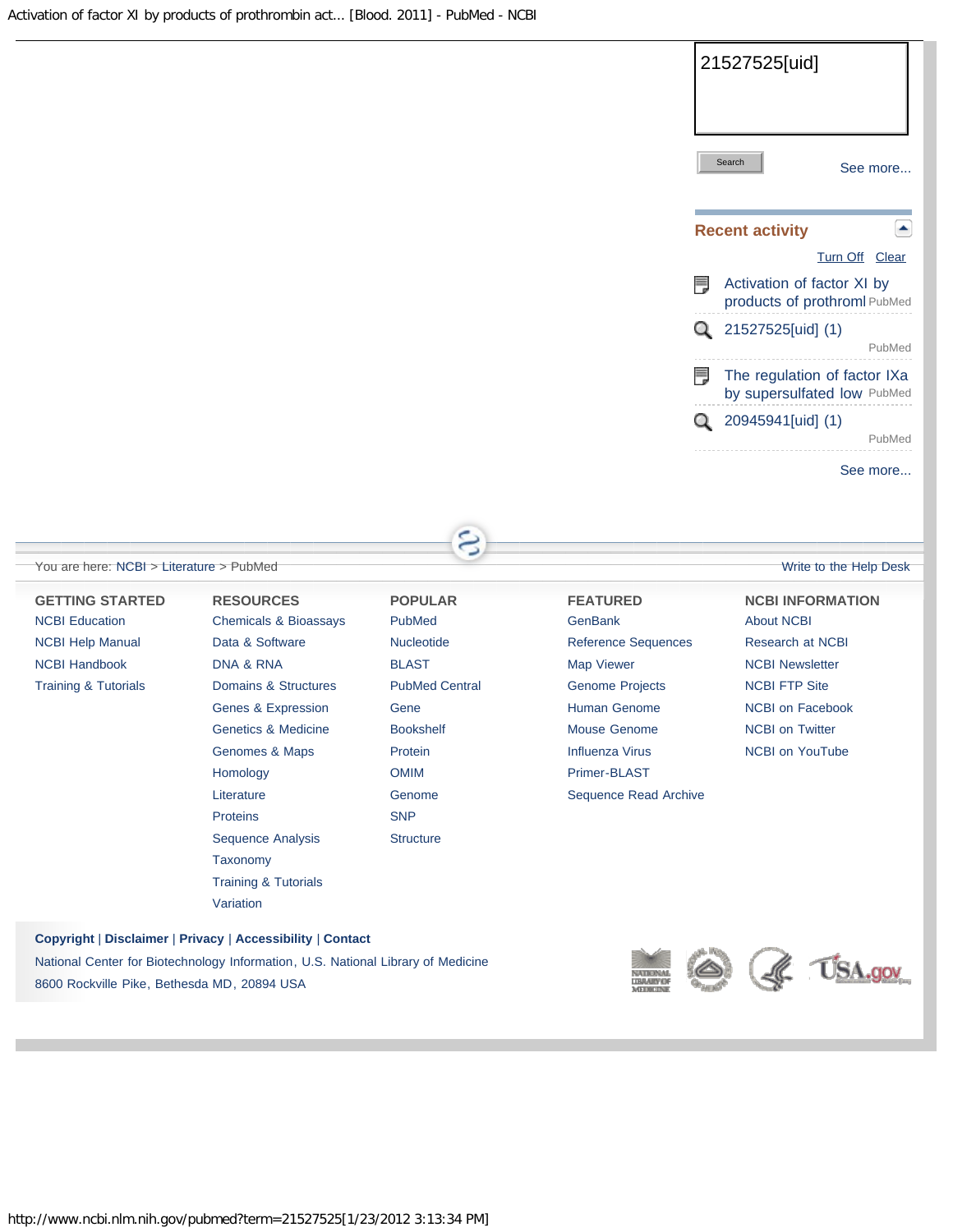21527525[uid]

Search

See more...

## Recent activity

Turn Off Clear

Activation of factor XI by products of prothrombl PubMed

21527525[uid] (1) PubMed

The regulation of factor IXa by supersulfated low PubMed

20945941[uid] (1) PubMed

See more...

You are here: NCBI > Literature > PubMed

Write to the Help Desk

### GETTING STARTED

- NCBI Education
- NCBI Help Manual
- NCBI Handbook
- Training & Tutorials

### RESOURCES

- Chemicals & Bioassays
- Data & Software
- DNA & RNA
- Domains & Structures
- Genes & Expression
- Genetics & Medicine
- Genomes & Maps
- Homology
- Literature
- Proteins
- Sequence Analysis
- Taxonomy
- Training & Tutorials
- Variation

### POPULAR

- PubMed
- Nucleotide
- BLAST
- PubMed Central
- Gene
- Bookshelf
- Protein
- OMIM
- Genome
- SNP
- Structure

### FEATURED

- GenBank
- Reference Sequences
- Map Viewer
- Genome Projects
- Human Genome
- Mouse Genome
- Influenza Virus
- Primer-BLAST
- Sequence Read Archive

### NCBI INFORMATION

- About NCBI
- Research at NCBI
- NCBI Newsletter
- NCBI FTP Site
- NCBI on Facebook
- NCBI on Twitter
- NCBI on YouTube

**Copyright** | **Disclaimer** | **Privacy** | **Accessibility** | **Contact**

National Center for Biotechnology Information, U.S. National Library of Medicine

8600 Rockville Pike, Bethesda MD, 20894 USA